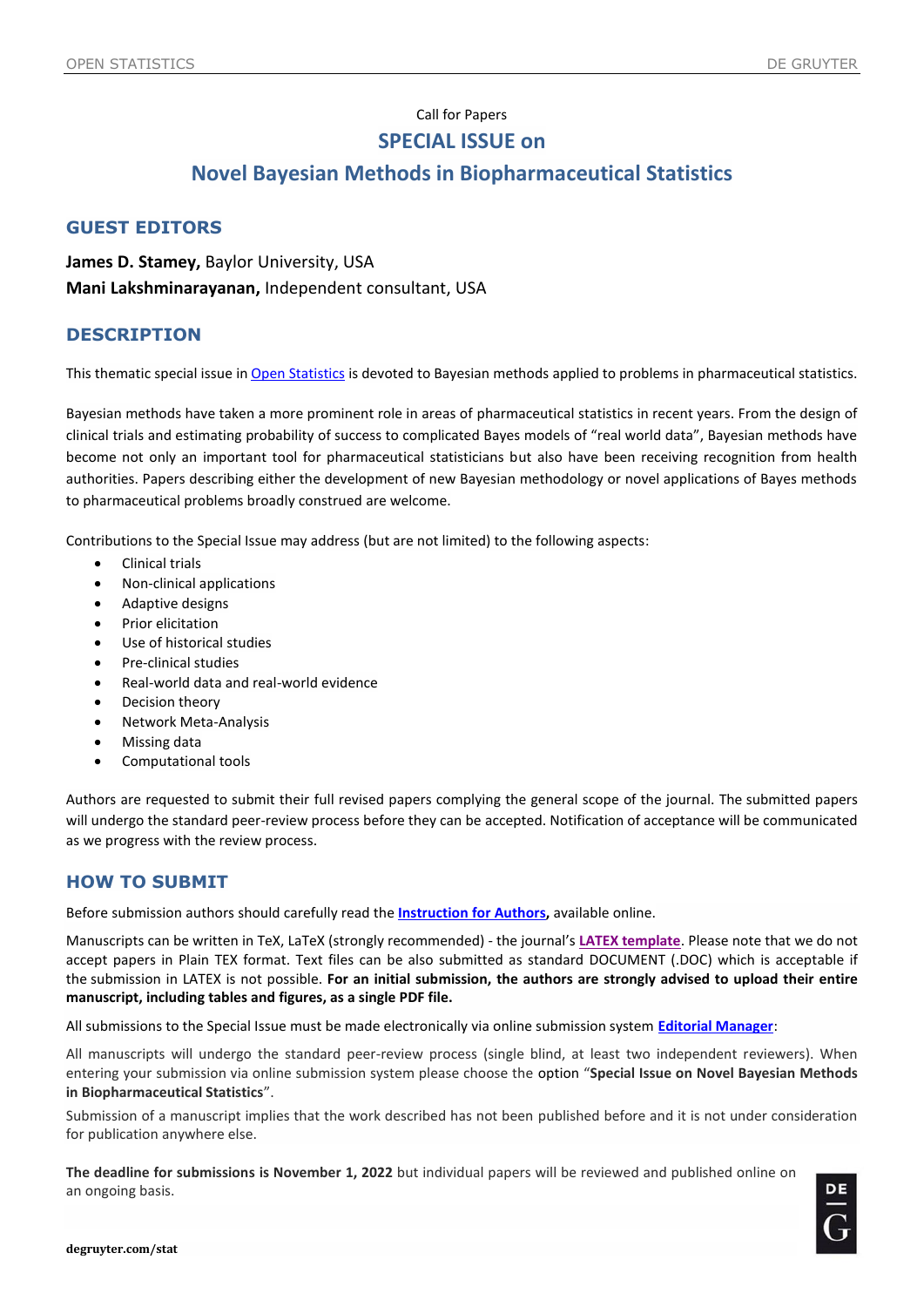Call for Papers

# SPECIAL ISSUE on

# Novel Bayesian Methods in Biopharmaceutical Statistics

## GUEST EDITORS

**James D. Stamey,** Baylor University, USA
**Mani Lakshminarayanan,** Independent consultant, USA

## DESCRIPTION

This thematic special issue in Open Statistics is devoted to Bayesian methods applied to problems in pharmaceutical statistics.

Bayesian methods have taken a more prominent role in areas of pharmaceutical statistics in recent years. From the design of clinical trials and estimating probability of success to complicated Bayes models of "real world data", Bayesian methods have become not only an important tool for pharmaceutical statisticians but also have been receiving recognition from health authorities. Papers describing either the development of new Bayesian methodology or novel applications of Bayes methods to pharmaceutical problems broadly construed are welcome.

Contributions to the Special Issue may address (but are not limited) to the following aspects:

- Clinical trials
- Non-clinical applications
- Adaptive designs
- Prior elicitation
- Use of historical studies
- Pre-clinical studies
- Real-world data and real-world evidence
- Decision theory
- Network Meta-Analysis
- Missing data
- Computational tools

Authors are requested to submit their full revised papers complying the general scope of the journal. The submitted papers will undergo the standard peer-review process before they can be accepted. Notification of acceptance will be communicated as we progress with the review process.

## HOW TO SUBMIT

Before submission authors should carefully read the **Instruction for Authors,** available online.

Manuscripts can be written in TeX, LaTeX (strongly recommended) - the journal's **LATEX template**. Please note that we do not accept papers in Plain TEX format. Text files can be also submitted as standard DOCUMENT (.DOC) which is acceptable if the submission in LATEX is not possible. **For an initial submission, the authors are strongly advised to upload their entire manuscript, including tables and figures, as a single PDF file.**

All submissions to the Special Issue must be made electronically via online submission system **Editorial Manager**:

All manuscripts will undergo the standard peer-review process (single blind, at least two independent reviewers). When entering your submission via online submission system please choose the option "**Special Issue on Novel Bayesian Methods in Biopharmaceutical Statistics**".

Submission of a manuscript implies that the work described has not been published before and it is not under consideration for publication anywhere else.

**The deadline for submissions is November 1, 2022** but individual papers will be reviewed and published online on an ongoing basis.

degruyter.com/stat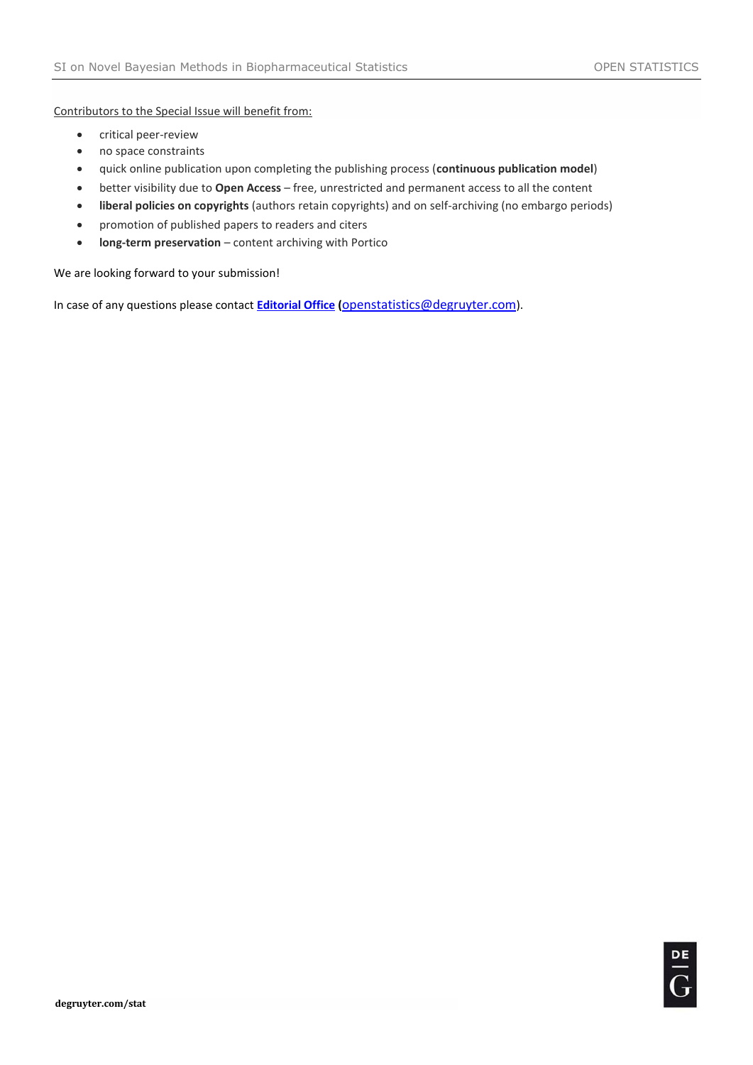Contributors to the Special Issue will benefit from:

- critical peer-review
- no space constraints
- quick online publication upon completing the publishing process (**continuous publication model**)
- better visibility due to **Open Access** – free, unrestricted and permanent access to all the content
- **liberal policies on copyrights** (authors retain copyrights) and on self-archiving (no embargo periods)
- promotion of published papers to readers and citers
- **long-term preservation** – content archiving with Portico

We are looking forward to your submission!

In case of any questions please contact **Editorial Office** (openstatistics@degruyter.com).

**degruyter.com/stat**